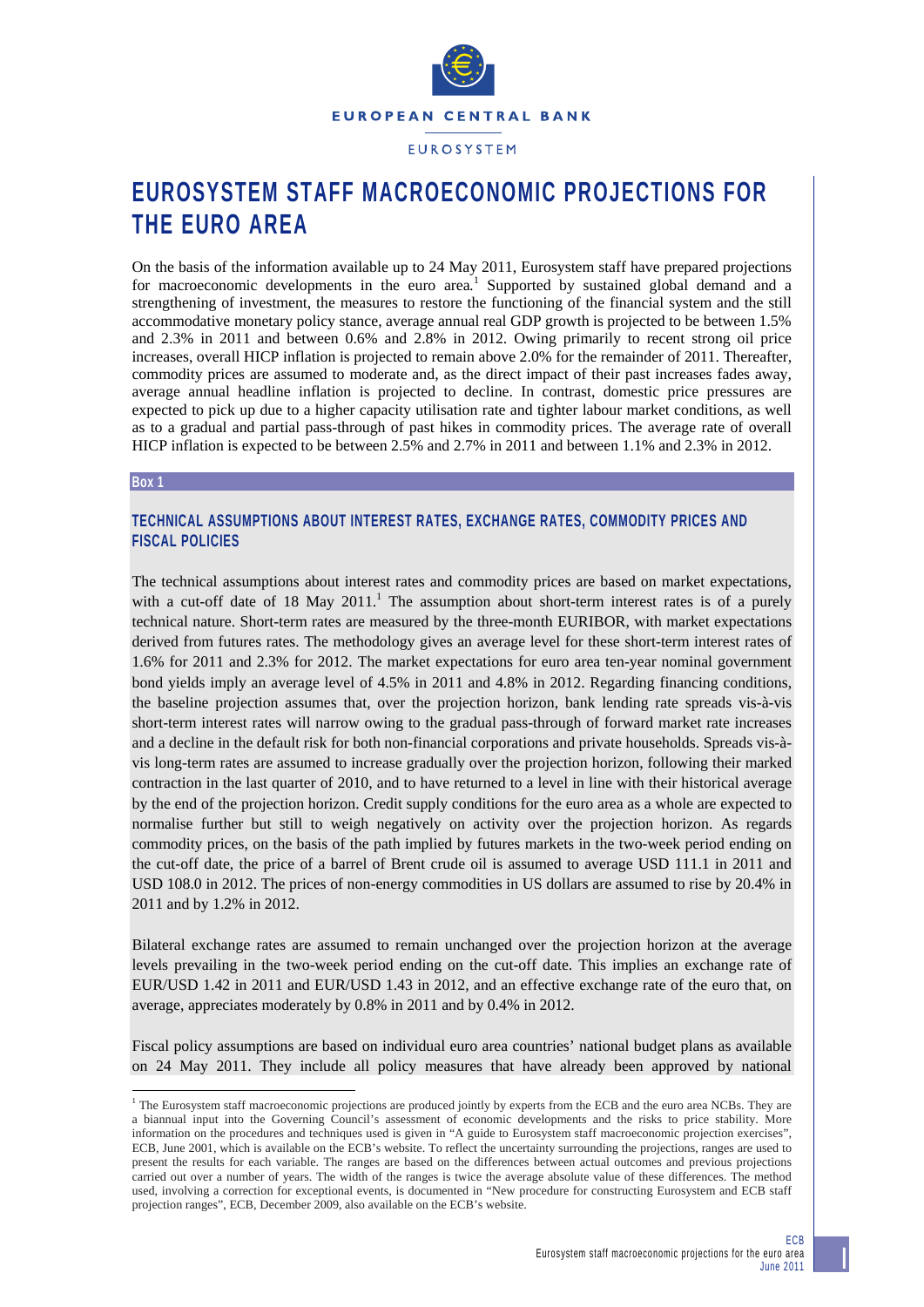EUROPEAN CENTRAL BANK

EUROSYSTEM

# EUROSYSTEM STAFF MACROECONOMIC PROJECTIONS FOR THE EURO AREA

On the basis of the information available up to 24 May 2011, Eurosystem staff have prepared projections for macroeconomic developments in the euro area.[1] Supported by sustained global demand and a strengthening of investment, the measures to restore the functioning of the financial system and the still accommodative monetary policy stance, average annual real GDP growth is projected to be between 1.5% and 2.3% in 2011 and between 0.6% and 2.8% in 2012. Owing primarily to recent strong oil price increases, overall HICP inflation is projected to remain above 2.0% for the remainder of 2011. Thereafter, commodity prices are assumed to moderate and, as the direct impact of their past increases fades away, average annual headline inflation is projected to decline. In contrast, domestic price pressures are expected to pick up due to a higher capacity utilisation rate and tighter labour market conditions, as well as to a gradual and partial pass-through of past hikes in commodity prices. The average rate of overall HICP inflation is expected to be between 2.5% and 2.7% in 2011 and between 1.1% and 2.3% in 2012.

**Box 1**

### TECHNICAL ASSUMPTIONS ABOUT INTEREST RATES, EXCHANGE RATES, COMMODITY PRICES AND FISCAL POLICIES

The technical assumptions about interest rates and commodity prices are based on market expectations, with a cut-off date of 18 May 2011.[1] The assumption about short-term interest rates is of a purely technical nature. Short-term rates are measured by the three-month EURIBOR, with market expectations derived from futures rates. The methodology gives an average level for these short-term interest rates of 1.6% for 2011 and 2.3% for 2012. The market expectations for euro area ten-year nominal government bond yields imply an average level of 4.5% in 2011 and 4.8% in 2012. Regarding financing conditions, the baseline projection assumes that, over the projection horizon, bank lending rate spreads vis-à-vis short-term interest rates will narrow owing to the gradual pass-through of forward market rate increases and a decline in the default risk for both non-financial corporations and private households. Spreads vis-à-vis long-term rates are assumed to increase gradually over the projection horizon, following their marked contraction in the last quarter of 2010, and to have returned to a level in line with their historical average by the end of the projection horizon. Credit supply conditions for the euro area as a whole are expected to normalise further but still to weigh negatively on activity over the projection horizon. As regards commodity prices, on the basis of the path implied by futures markets in the two-week period ending on the cut-off date, the price of a barrel of Brent crude oil is assumed to average USD 111.1 in 2011 and USD 108.0 in 2012. The prices of non-energy commodities in US dollars are assumed to rise by 20.4% in 2011 and by 1.2% in 2012.

Bilateral exchange rates are assumed to remain unchanged over the projection horizon at the average levels prevailing in the two-week period ending on the cut-off date. This implies an exchange rate of EUR/USD 1.42 in 2011 and EUR/USD 1.43 in 2012, and an effective exchange rate of the euro that, on average, appreciates moderately by 0.8% in 2011 and by 0.4% in 2012.

Fiscal policy assumptions are based on individual euro area countries' national budget plans as available on 24 May 2011. They include all policy measures that have already been approved by national

---

[1] The Eurosystem staff macroeconomic projections are produced jointly by experts from the ECB and the euro area NCBs. They are a biannual input into the Governing Council's assessment of economic developments and the risks to price stability. More information on the procedures and techniques used is given in "A guide to Eurosystem staff macroeconomic projection exercises", ECB, June 2001, which is available on the ECB's website. To reflect the uncertainty surrounding the projections, ranges are used to present the results for each variable. The ranges are based on the differences between actual outcomes and previous projections carried out over a number of years. The width of the ranges is twice the average absolute value of these differences. The method used, involving a correction for exceptional events, is documented in "New procedure for constructing Eurosystem and ECB staff projection ranges", ECB, December 2009, also available on the ECB's website.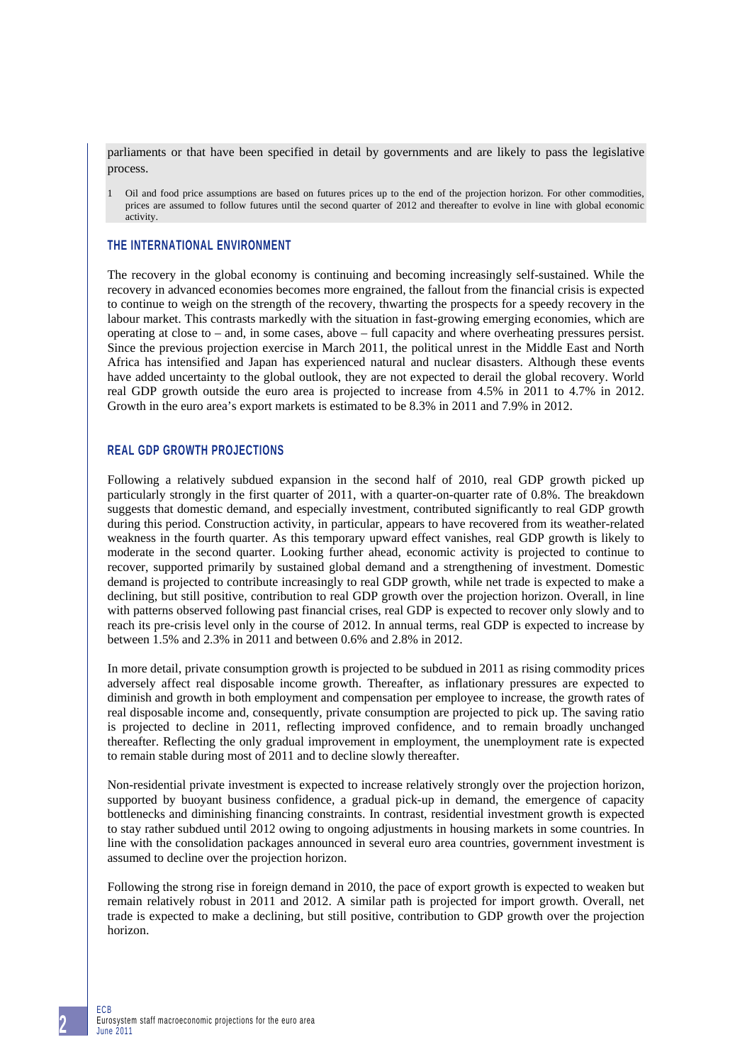parliaments or that have been specified in detail by governments and are likely to pass the legislative process.

1 Oil and food price assumptions are based on futures prices up to the end of the projection horizon. For other commodities, prices are assumed to follow futures until the second quarter of 2012 and thereafter to evolve in line with global economic activity.

## THE INTERNATIONAL ENVIRONMENT

The recovery in the global economy is continuing and becoming increasingly self-sustained. While the recovery in advanced economies becomes more engrained, the fallout from the financial crisis is expected to continue to weigh on the strength of the recovery, thwarting the prospects for a speedy recovery in the labour market. This contrasts markedly with the situation in fast-growing emerging economies, which are operating at close to – and, in some cases, above – full capacity and where overheating pressures persist. Since the previous projection exercise in March 2011, the political unrest in the Middle East and North Africa has intensified and Japan has experienced natural and nuclear disasters. Although these events have added uncertainty to the global outlook, they are not expected to derail the global recovery. World real GDP growth outside the euro area is projected to increase from 4.5% in 2011 to 4.7% in 2012. Growth in the euro area's export markets is estimated to be 8.3% in 2011 and 7.9% in 2012.

## REAL GDP GROWTH PROJECTIONS

Following a relatively subdued expansion in the second half of 2010, real GDP growth picked up particularly strongly in the first quarter of 2011, with a quarter-on-quarter rate of 0.8%. The breakdown suggests that domestic demand, and especially investment, contributed significantly to real GDP growth during this period. Construction activity, in particular, appears to have recovered from its weather-related weakness in the fourth quarter. As this temporary upward effect vanishes, real GDP growth is likely to moderate in the second quarter. Looking further ahead, economic activity is projected to continue to recover, supported primarily by sustained global demand and a strengthening of investment. Domestic demand is projected to contribute increasingly to real GDP growth, while net trade is expected to make a declining, but still positive, contribution to real GDP growth over the projection horizon. Overall, in line with patterns observed following past financial crises, real GDP is expected to recover only slowly and to reach its pre-crisis level only in the course of 2012. In annual terms, real GDP is expected to increase by between 1.5% and 2.3% in 2011 and between 0.6% and 2.8% in 2012.

In more detail, private consumption growth is projected to be subdued in 2011 as rising commodity prices adversely affect real disposable income growth. Thereafter, as inflationary pressures are expected to diminish and growth in both employment and compensation per employee to increase, the growth rates of real disposable income and, consequently, private consumption are projected to pick up. The saving ratio is projected to decline in 2011, reflecting improved confidence, and to remain broadly unchanged thereafter. Reflecting the only gradual improvement in employment, the unemployment rate is expected to remain stable during most of 2011 and to decline slowly thereafter.

Non-residential private investment is expected to increase relatively strongly over the projection horizon, supported by buoyant business confidence, a gradual pick-up in demand, the emergence of capacity bottlenecks and diminishing financing constraints. In contrast, residential investment growth is expected to stay rather subdued until 2012 owing to ongoing adjustments in housing markets in some countries. In line with the consolidation packages announced in several euro area countries, government investment is assumed to decline over the projection horizon.

Following the strong rise in foreign demand in 2010, the pace of export growth is expected to weaken but remain relatively robust in 2011 and 2012. A similar path is projected for import growth. Overall, net trade is expected to make a declining, but still positive, contribution to GDP growth over the projection horizon.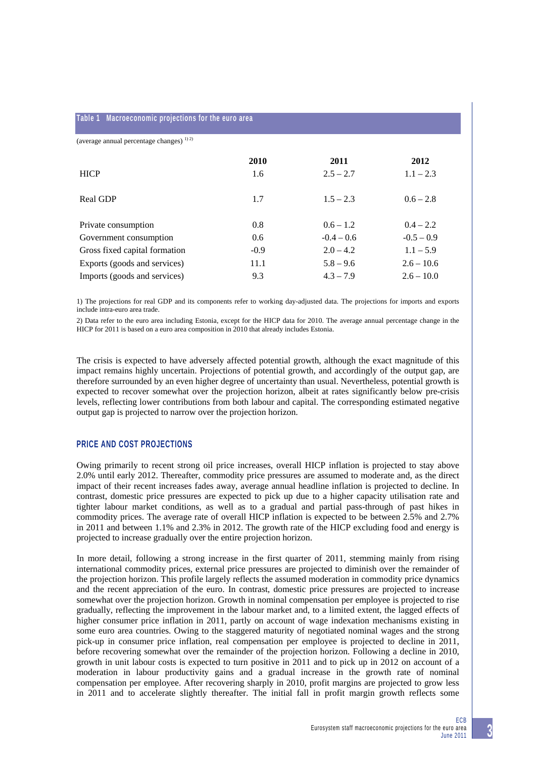**Table 1 Macroeconomic projections for the euro area**

(average annual percentage changes) [1) 2)]

| | 2010 | 2011 | 2012 |
|---|---|---|---|
| HICP | 1.6 | 2.5 – 2.7 | 1.1 – 2.3 |
| Real GDP | 1.7 | 1.5 – 2.3 | 0.6 – 2.8 |
| Private consumption | 0.8 | 0.6 – 1.2 | 0.4 – 2.2 |
| Government consumption | 0.6 | -0.4 – 0.6 | -0.5 – 0.9 |
| Gross fixed capital formation | -0.9 | 2.0 – 4.2 | 1.1 – 5.9 |
| Exports (goods and services) | 11.1 | 5.8 – 9.6 | 2.6 – 10.6 |
| Imports (goods and services) | 9.3 | 4.3 – 7.9 | 2.6 – 10.0 |

1) The projections for real GDP and its components refer to working day-adjusted data. The projections for imports and exports include intra-euro area trade.

2) Data refer to the euro area including Estonia, except for the HICP data for 2010. The average annual percentage change in the HICP for 2011 is based on a euro area composition in 2010 that already includes Estonia.

The crisis is expected to have adversely affected potential growth, although the exact magnitude of this impact remains highly uncertain. Projections of potential growth, and accordingly of the output gap, are therefore surrounded by an even higher degree of uncertainty than usual. Nevertheless, potential growth is expected to recover somewhat over the projection horizon, albeit at rates significantly below pre-crisis levels, reflecting lower contributions from both labour and capital. The corresponding estimated negative output gap is projected to narrow over the projection horizon.

## PRICE AND COST PROJECTIONS

Owing primarily to recent strong oil price increases, overall HICP inflation is projected to stay above 2.0% until early 2012. Thereafter, commodity price pressures are assumed to moderate and, as the direct impact of their recent increases fades away, average annual headline inflation is projected to decline. In contrast, domestic price pressures are expected to pick up due to a higher capacity utilisation rate and tighter labour market conditions, as well as to a gradual and partial pass-through of past hikes in commodity prices. The average rate of overall HICP inflation is expected to be between 2.5% and 2.7% in 2011 and between 1.1% and 2.3% in 2012. The growth rate of the HICP excluding food and energy is projected to increase gradually over the entire projection horizon.

In more detail, following a strong increase in the first quarter of 2011, stemming mainly from rising international commodity prices, external price pressures are projected to diminish over the remainder of the projection horizon. This profile largely reflects the assumed moderation in commodity price dynamics and the recent appreciation of the euro. In contrast, domestic price pressures are projected to increase somewhat over the projection horizon. Growth in nominal compensation per employee is projected to rise gradually, reflecting the improvement in the labour market and, to a limited extent, the lagged effects of higher consumer price inflation in 2011, partly on account of wage indexation mechanisms existing in some euro area countries. Owing to the staggered maturity of negotiated nominal wages and the strong pick-up in consumer price inflation, real compensation per employee is projected to decline in 2011, before recovering somewhat over the remainder of the projection horizon. Following a decline in 2010, growth in unit labour costs is expected to turn positive in 2011 and to pick up in 2012 on account of a moderation in labour productivity gains and a gradual increase in the growth rate of nominal compensation per employee. After recovering sharply in 2010, profit margins are projected to grow less in 2011 and to accelerate slightly thereafter. The initial fall in profit margin growth reflects some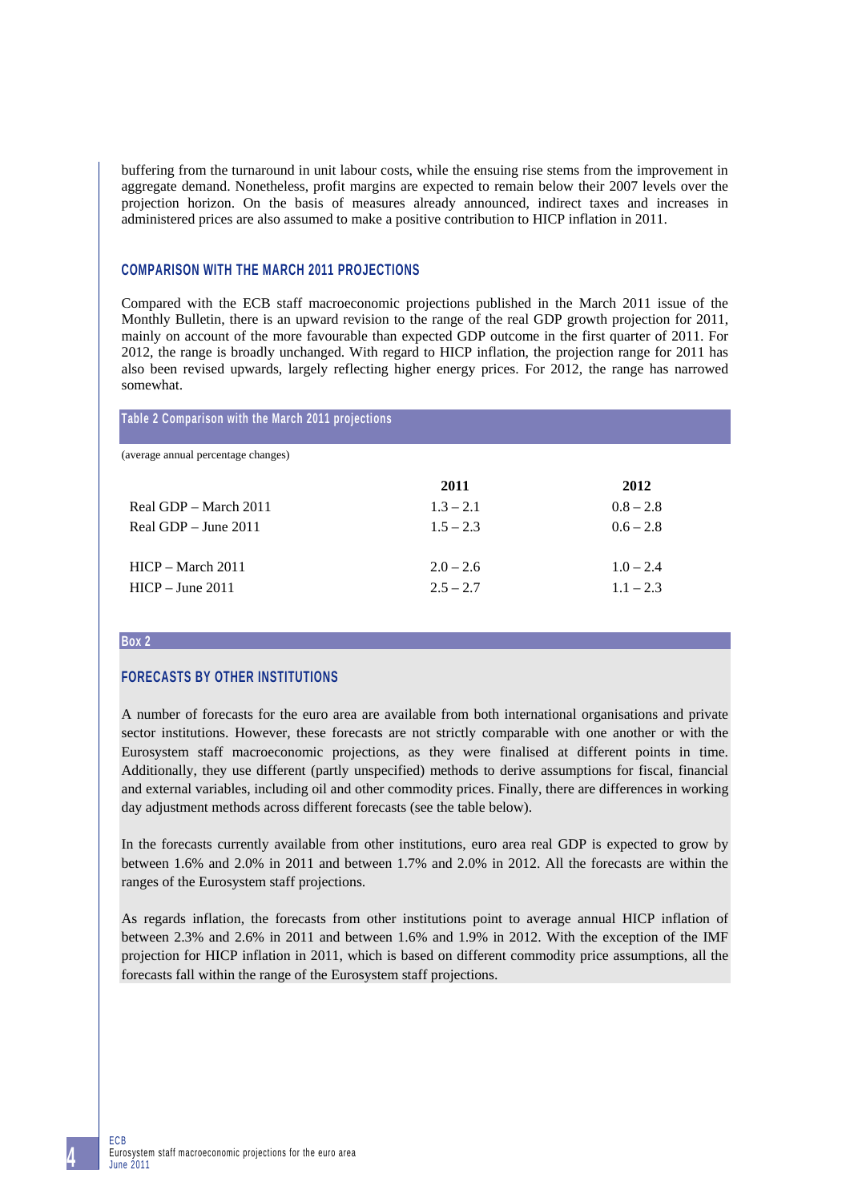buffering from the turnaround in unit labour costs, while the ensuing rise stems from the improvement in aggregate demand. Nonetheless, profit margins are expected to remain below their 2007 levels over the projection horizon. On the basis of measures already announced, indirect taxes and increases in administered prices are also assumed to make a positive contribution to HICP inflation in 2011.

## COMPARISON WITH THE MARCH 2011 PROJECTIONS

Compared with the ECB staff macroeconomic projections published in the March 2011 issue of the Monthly Bulletin, there is an upward revision to the range of the real GDP growth projection for 2011, mainly on account of the more favourable than expected GDP outcome in the first quarter of 2011. For 2012, the range is broadly unchanged. With regard to HICP inflation, the projection range for 2011 has also been revised upwards, largely reflecting higher energy prices. For 2012, the range has narrowed somewhat.

**Table 2 Comparison with the March 2011 projections**

(average annual percentage changes)

| | 2011 | 2012 |
|---|---|---|
| Real GDP – March 2011 | 1.3 – 2.1 | 0.8 – 2.8 |
| Real GDP – June 2011 | 1.5 – 2.3 | 0.6 – 2.8 |
| HICP – March 2011 | 2.0 – 2.6 | 1.0 – 2.4 |
| HICP – June 2011 | 2.5 – 2.7 | 1.1 – 2.3 |

**Box 2**

## FORECASTS BY OTHER INSTITUTIONS

A number of forecasts for the euro area are available from both international organisations and private sector institutions. However, these forecasts are not strictly comparable with one another or with the Eurosystem staff macroeconomic projections, as they were finalised at different points in time. Additionally, they use different (partly unspecified) methods to derive assumptions for fiscal, financial and external variables, including oil and other commodity prices. Finally, there are differences in working day adjustment methods across different forecasts (see the table below).

In the forecasts currently available from other institutions, euro area real GDP is expected to grow by between 1.6% and 2.0% in 2011 and between 1.7% and 2.0% in 2012. All the forecasts are within the ranges of the Eurosystem staff projections.

As regards inflation, the forecasts from other institutions point to average annual HICP inflation of between 2.3% and 2.6% in 2011 and between 1.6% and 1.9% in 2012. With the exception of the IMF projection for HICP inflation in 2011, which is based on different commodity price assumptions, all the forecasts fall within the range of the Eurosystem staff projections.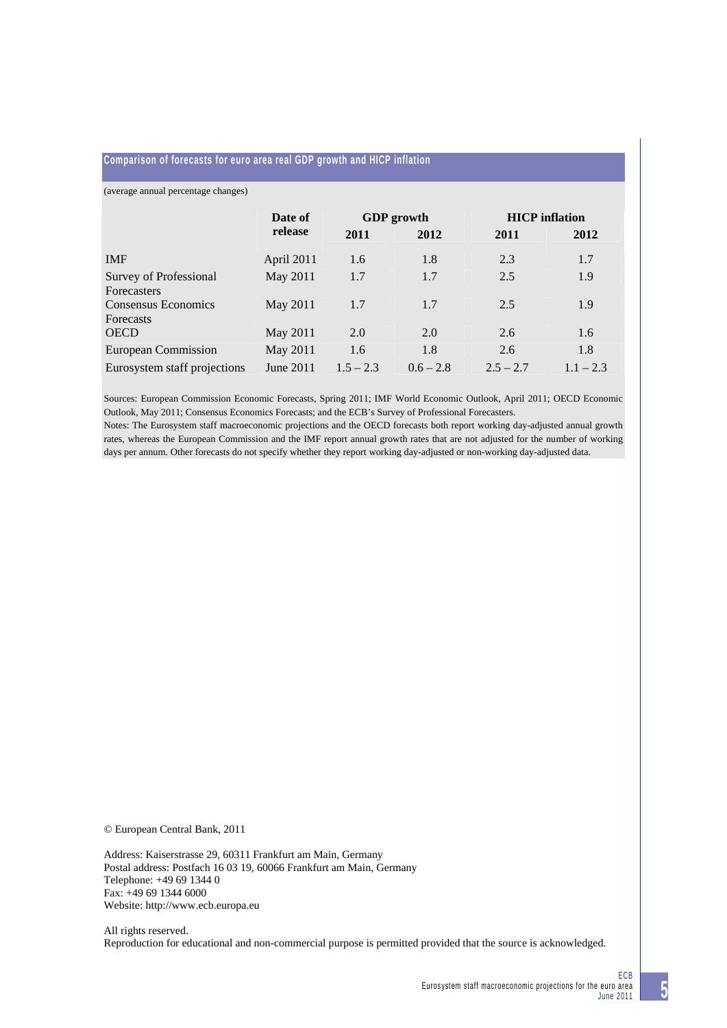### Comparison of forecasts for euro area real GDP growth and HICP inflation

(average annual percentage changes)

| | Date of release | GDP growth | | HICP inflation | |
|---|---|---|---|---|---|
| | | 2011 | 2012 | 2011 | 2012 |
| IMF | April 2011 | 1.6 | 1.8 | 2.3 | 1.7 |
| Survey of Professional Forecasters | May 2011 | 1.7 | 1.7 | 2.5 | 1.9 |
| Consensus Economics Forecasts | May 2011 | 1.7 | 1.7 | 2.5 | 1.9 |
| OECD | May 2011 | 2.0 | 2.0 | 2.6 | 1.6 |
| European Commission | May 2011 | 1.6 | 1.8 | 2.6 | 1.8 |
| Eurosystem staff projections | June 2011 | 1.5 – 2.3 | 0.6 – 2.8 | 2.5 – 2.7 | 1.1 – 2.3 |

Sources: European Commission Economic Forecasts, Spring 2011; IMF World Economic Outlook, April 2011; OECD Economic Outlook, May 2011; Consensus Economics Forecasts; and the ECB's Survey of Professional Forecasters.

Notes: The Eurosystem staff macroeconomic projections and the OECD forecasts both report working day-adjusted annual growth rates, whereas the European Commission and the IMF report annual growth rates that are not adjusted for the number of working days per annum. Other forecasts do not specify whether they report working day-adjusted or non-working day-adjusted data.

© European Central Bank, 2011

Address: Kaiserstrasse 29, 60311 Frankfurt am Main, Germany
Postal address: Postfach 16 03 19, 60066 Frankfurt am Main, Germany
Telephone: +49 69 1344 0
Fax: +49 69 1344 6000
Website: http://www.ecb.europa.eu

All rights reserved.
Reproduction for educational and non-commercial purpose is permitted provided that the source is acknowledged.